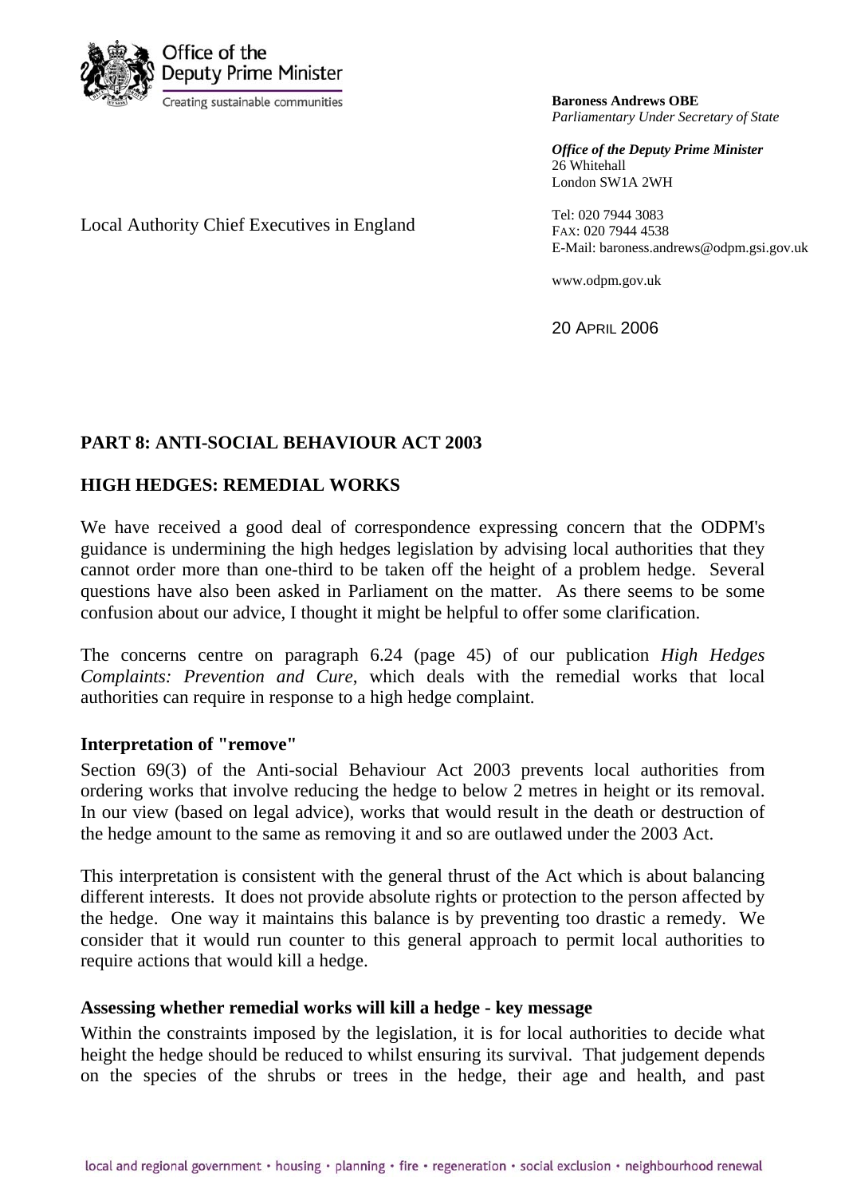Office of the Deputy Prime Minister

Creating sustainable communities

**Baroness Andrews OBE**
*Parliamentary Under Secretary of State*

***Office of the Deputy Prime Minister***
26 Whitehall
London SW1A 2WH

Tel: 020 7944 3083
FAX: 020 7944 4538
E-Mail: baroness.andrews@odpm.gsi.gov.uk

www.odpm.gov.uk

20 APRIL 2006

Local Authority Chief Executives in England

**PART 8: ANTI-SOCIAL BEHAVIOUR ACT 2003**

**HIGH HEDGES: REMEDIAL WORKS**

We have received a good deal of correspondence expressing concern that the ODPM's guidance is undermining the high hedges legislation by advising local authorities that they cannot order more than one-third to be taken off the height of a problem hedge. Several questions have also been asked in Parliament on the matter. As there seems to be some confusion about our advice, I thought it might be helpful to offer some clarification.

The concerns centre on paragraph 6.24 (page 45) of our publication *High Hedges Complaints: Prevention and Cure*, which deals with the remedial works that local authorities can require in response to a high hedge complaint.

**Interpretation of "remove"**

Section 69(3) of the Anti-social Behaviour Act 2003 prevents local authorities from ordering works that involve reducing the hedge to below 2 metres in height or its removal. In our view (based on legal advice), works that would result in the death or destruction of the hedge amount to the same as removing it and so are outlawed under the 2003 Act.

This interpretation is consistent with the general thrust of the Act which is about balancing different interests. It does not provide absolute rights or protection to the person affected by the hedge. One way it maintains this balance is by preventing too drastic a remedy. We consider that it would run counter to this general approach to permit local authorities to require actions that would kill a hedge.

**Assessing whether remedial works will kill a hedge - key message**

Within the constraints imposed by the legislation, it is for local authorities to decide what height the hedge should be reduced to whilst ensuring its survival. That judgement depends on the species of the shrubs or trees in the hedge, their age and health, and past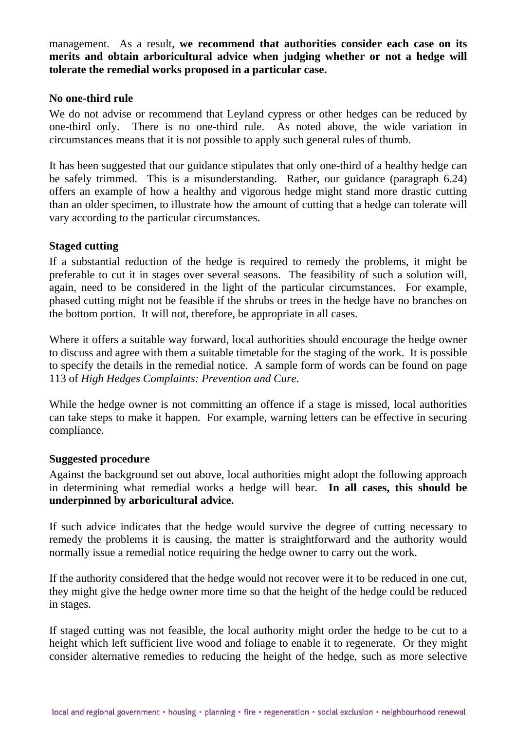management. As a result, **we recommend that authorities consider each case on its merits and obtain arboricultural advice when judging whether or not a hedge will tolerate the remedial works proposed in a particular case.**

**No one-third rule**

We do not advise or recommend that Leyland cypress or other hedges can be reduced by one-third only. There is no one-third rule. As noted above, the wide variation in circumstances means that it is not possible to apply such general rules of thumb.

It has been suggested that our guidance stipulates that only one-third of a healthy hedge can be safely trimmed. This is a misunderstanding. Rather, our guidance (paragraph 6.24) offers an example of how a healthy and vigorous hedge might stand more drastic cutting than an older specimen, to illustrate how the amount of cutting that a hedge can tolerate will vary according to the particular circumstances.

**Staged cutting**

If a substantial reduction of the hedge is required to remedy the problems, it might be preferable to cut it in stages over several seasons. The feasibility of such a solution will, again, need to be considered in the light of the particular circumstances. For example, phased cutting might not be feasible if the shrubs or trees in the hedge have no branches on the bottom portion. It will not, therefore, be appropriate in all cases.

Where it offers a suitable way forward, local authorities should encourage the hedge owner to discuss and agree with them a suitable timetable for the staging of the work. It is possible to specify the details in the remedial notice. A sample form of words can be found on page 113 of *High Hedges Complaints: Prevention and Cure*.

While the hedge owner is not committing an offence if a stage is missed, local authorities can take steps to make it happen. For example, warning letters can be effective in securing compliance.

**Suggested procedure**

Against the background set out above, local authorities might adopt the following approach in determining what remedial works a hedge will bear. **In all cases, this should be underpinned by arboricultural advice.**

If such advice indicates that the hedge would survive the degree of cutting necessary to remedy the problems it is causing, the matter is straightforward and the authority would normally issue a remedial notice requiring the hedge owner to carry out the work.

If the authority considered that the hedge would not recover were it to be reduced in one cut, they might give the hedge owner more time so that the height of the hedge could be reduced in stages.

If staged cutting was not feasible, the local authority might order the hedge to be cut to a height which left sufficient live wood and foliage to enable it to regenerate. Or they might consider alternative remedies to reducing the height of the hedge, such as more selective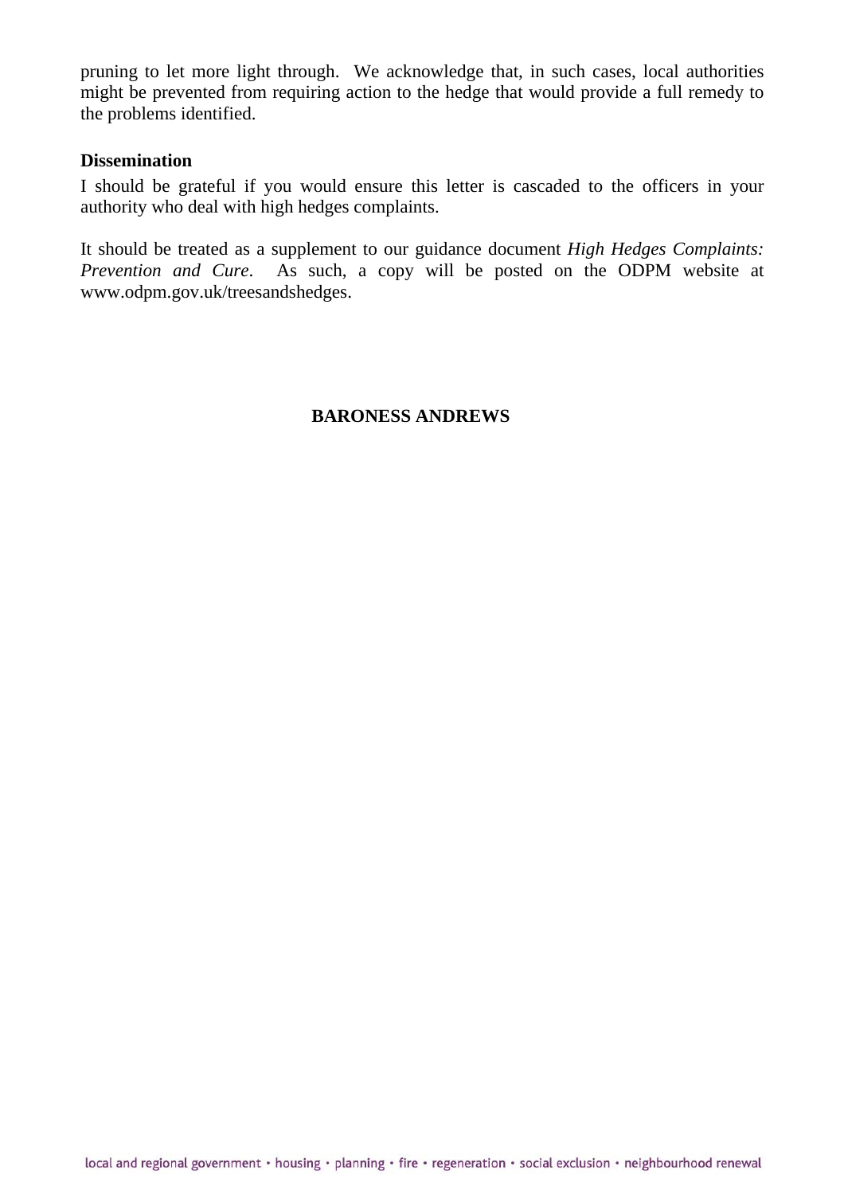pruning to let more light through. We acknowledge that, in such cases, local authorities might be prevented from requiring action to the hedge that would provide a full remedy to the problems identified.

**Dissemination**

I should be grateful if you would ensure this letter is cascaded to the officers in your authority who deal with high hedges complaints.

It should be treated as a supplement to our guidance document *High Hedges Complaints: Prevention and Cure*. As such, a copy will be posted on the ODPM website at www.odpm.gov.uk/treesandshedges.

**BARONESS ANDREWS**